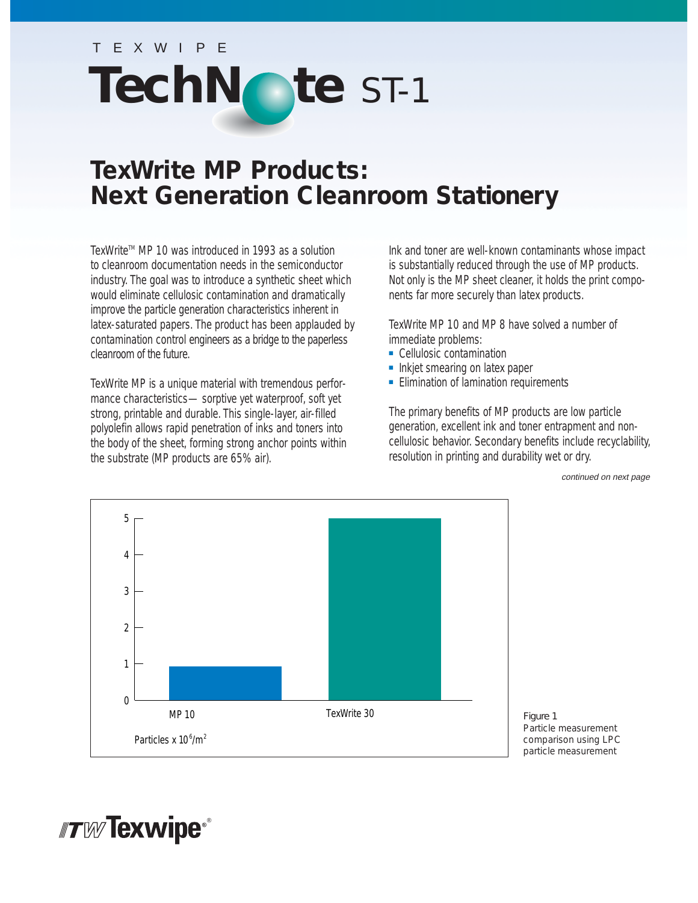TEXWIPE

# TechNote ST-1

## TexWrite MP Products: Next Generation Cleanroom Stationery

TexWrite™ MP 10 was introduced in 1993 as a solution to cleanroom documentation needs in the semiconductor industry. The goal was to introduce a synthetic sheet which would eliminate cellulosic contamination and dramatically improve the particle generation characteristics inherent in latex-saturated papers. The product has been applauded by contamination control engineers as a bridge to the paperless cleanroom of the future.

TexWrite MP is a unique material with tremendous performance characteristics— sorptive yet waterproof, soft yet strong, printable and durable. This single-layer, air-filled polyolefin allows rapid penetration of inks and toners into the body of the sheet, forming strong anchor points within the substrate (MP products are 65% air).

Ink and toner are well-known contaminants whose impact is substantially reduced through the use of MP products. Not only is the MP sheet cleaner, it holds the print components far more securely than latex products.

TexWrite MP 10 and MP 8 have solved a number of immediate problems:

- Cellulosic contamination
- Inkjet smearing on latex paper
- Elimination of lamination requirements

The primary benefits of MP products are low particle generation, excellent ink and toner entrapment and non-cellulosic behavior. Secondary benefits include recyclability, resolution in printing and durability wet or dry.

*continued on next page*

| | MP 10 | TexWrite 30 |
|---|---|---|
| Particles x $10^6$/m$^2$ | ~0.9 | 5 |

Figure 1
Particle measurement comparison using LPC particle measurement

ITW Texwipe®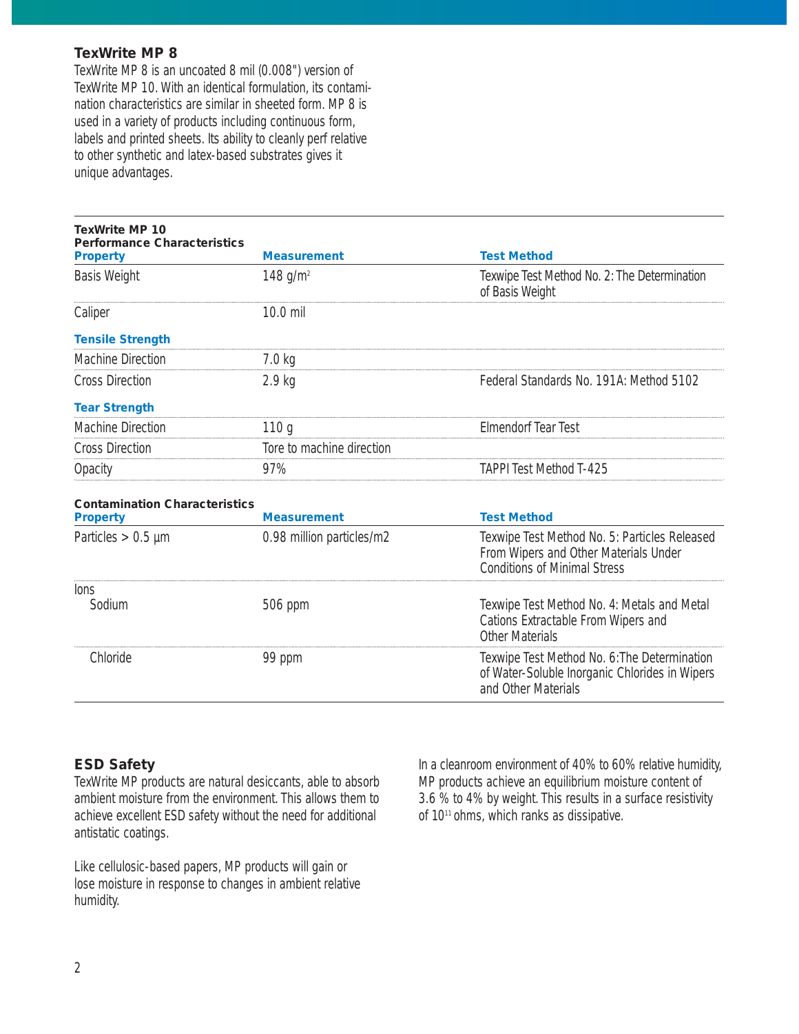### TexWrite MP 8

TexWrite MP 8 is an uncoated 8 mil (0.008") version of TexWrite MP 10. With an identical formulation, its contamination characteristics are similar in sheeted form. MP 8 is used in a variety of products including continuous form, labels and printed sheets. Its ability to cleanly perf relative to other synthetic and latex-based substrates gives it unique advantages.

**TexWrite MP 10**
**Performance Characteristics**

| Property | Measurement | Test Method |
|---|---|---|
| Basis Weight | 148 g/m$^2$ | Texwipe Test Method No. 2: The Determination of Basis Weight |
| Caliper | 10.0 mil | |
| **Tensile Strength** | | |
| Machine Direction | 7.0 kg | |
| Cross Direction | 2.9 kg | Federal Standards No. 191A: Method 5102 |
| **Tear Strength** | | |
| Machine Direction | 110 g | Elmendorf Tear Test |
| Cross Direction | Tore to machine direction | |
| Opacity | 97% | TAPPI Test Method T-425 |

**Contamination Characteristics**

| Property | Measurement | Test Method |
|---|---|---|
| Particles > 0.5 µm | 0.98 million particles/m2 | Texwipe Test Method No. 5: Particles Released From Wipers and Other Materials Under Conditions of Minimal Stress |
| Ions | | |
| Sodium | 506 ppm | Texwipe Test Method No. 4: Metals and Metal Cations Extractable From Wipers and Other Materials |
| Chloride | 99 ppm | Texwipe Test Method No. 6:The Determination of Water-Soluble Inorganic Chlorides in Wipers and Other Materials |

### ESD Safety

TexWrite MP products are natural desiccants, able to absorb ambient moisture from the environment. This allows them to achieve excellent ESD safety without the need for additional antistatic coatings.

Like cellulosic-based papers, MP products will gain or lose moisture in response to changes in ambient relative humidity.

In a cleanroom environment of 40% to 60% relative humidity, MP products achieve an equilibrium moisture content of 3.6 % to 4% by weight. This results in a surface resistivity of $10^{11}$ ohms, which ranks as dissipative.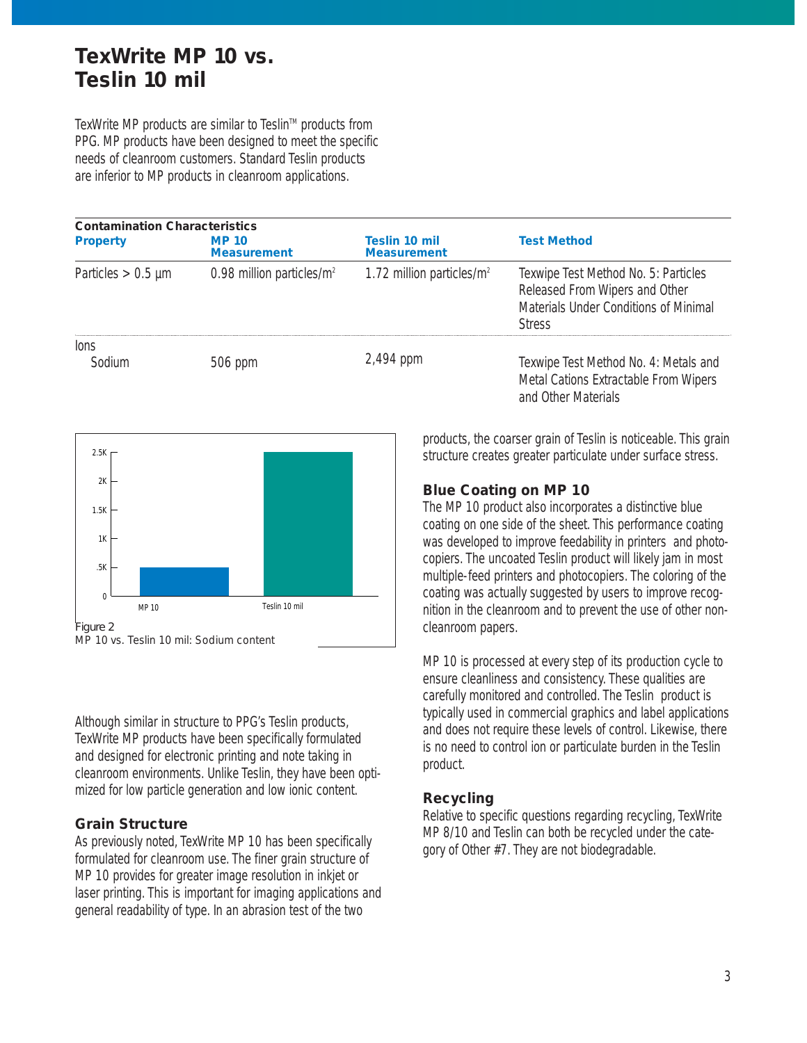# TexWrite MP 10 vs. Teslin 10 mil

TexWrite MP products are similar to Teslin™ products from PPG. MP products have been designed to meet the specific needs of cleanroom customers. Standard Teslin products are inferior to MP products in cleanroom applications.

**Contamination Characteristics**

| Property | MP 10 Measurement | Teslin 10 mil Measurement | Test Method |
|---|---|---|---|
| Particles > 0.5 µm | 0.98 million particles/m² | 1.72 million particles/m² | Texwipe Test Method No. 5: Particles Released From Wipers and Other Materials Under Conditions of Minimal Stress |
| Ions | | | |
| Sodium | 506 ppm | 2,494 ppm | Texwipe Test Method No. 4: Metals and Metal Cations Extractable From Wipers and Other Materials |

Figure 2
MP 10 vs. Teslin 10 mil: Sodium content

Although similar in structure to PPG's Teslin products, TexWrite MP products have been specifically formulated and designed for electronic printing and note taking in cleanroom environments. Unlike Teslin, they have been optimized for low particle generation and low ionic content.

## Grain Structure

As previously noted, TexWrite MP 10 has been specifically formulated for cleanroom use. The finer grain structure of MP 10 provides for greater image resolution in inkjet or laser printing. This is important for imaging applications and general readability of type. In an abrasion test of the two products, the coarser grain of Teslin is noticeable. This grain structure creates greater particulate under surface stress.

## Blue Coating on MP 10

The MP 10 product also incorporates a distinctive blue coating on one side of the sheet. This performance coating was developed to improve feedability in printers and photocopiers. The uncoated Teslin product will likely jam in most multiple-feed printers and photocopiers. The coloring of the coating was actually suggested by users to improve recognition in the cleanroom and to prevent the use of other noncleanroom papers.

MP 10 is processed at every step of its production cycle to ensure cleanliness and consistency. These qualities are carefully monitored and controlled. The Teslin product is typically used in commercial graphics and label applications and does not require these levels of control. Likewise, there is no need to control ion or particulate burden in the Teslin product.

## Recycling

Relative to specific questions regarding recycling, TexWrite MP 8/10 and Teslin can both be recycled under the category of Other #7. They are not biodegradable.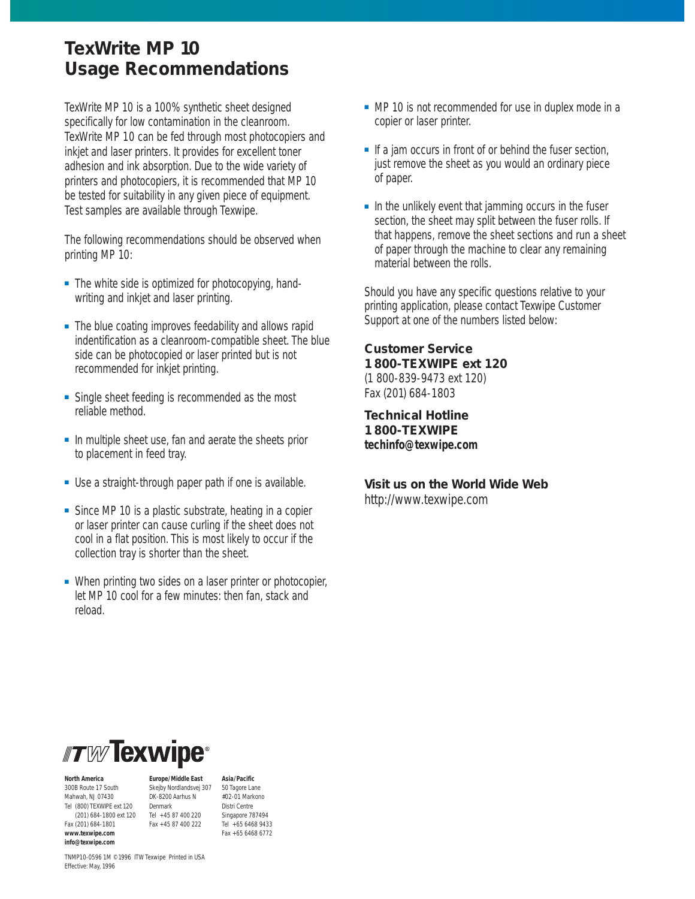# TexWrite MP 10 Usage Recommendations

TexWrite MP 10 is a 100% synthetic sheet designed specifically for low contamination in the cleanroom. TexWrite MP 10 can be fed through most photocopiers and inkjet and laser printers. It provides for excellent toner adhesion and ink absorption. Due to the wide variety of printers and photocopiers, it is recommended that MP 10 be tested for suitability in any given piece of equipment. Test samples are available through Texwipe.

The following recommendations should be observed when printing MP 10:

- The white side is optimized for photocopying, hand-writing and inkjet and laser printing.
- The blue coating improves feedability and allows rapid indentification as a cleanroom-compatible sheet. The blue side can be photocopied or laser printed but is not recommended for inkjet printing.
- Single sheet feeding is recommended as the most reliable method.
- In multiple sheet use, fan and aerate the sheets prior to placement in feed tray.
- Use a straight-through paper path if one is available.
- Since MP 10 is a plastic substrate, heating in a copier or laser printer can cause curling if the sheet does not cool in a flat position. This is most likely to occur if the collection tray is shorter than the sheet.
- When printing two sides on a laser printer or photocopier, let MP 10 cool for a few minutes: then fan, stack and reload.
- MP 10 is not recommended for use in duplex mode in a copier or laser printer.
- If a jam occurs in front of or behind the fuser section, just remove the sheet as you would an ordinary piece of paper.
- In the unlikely event that jamming occurs in the fuser section, the sheet may split between the fuser rolls. If that happens, remove the sheet sections and run a sheet of paper through the machine to clear any remaining material between the rolls.

Should you have any specific questions relative to your printing application, please contact Texwipe Customer Support at one of the numbers listed below:

**Customer Service**
**1 800-TEXWIPE ext 120**
(1 800-839-9473 ext 120)
Fax (201) 684-1803

**Technical Hotline**
**1 800-TEXWIPE**
***techinfo@texwipe.com***

**Visit us on the World Wide Web**
http://www.texwipe.com

ITW Texwipe®

**North America**
300B Route 17 South
Mahwah, NJ 07430
Tel (800) TEXWIPE ext 120
(201) 684-1800 ext 120
Fax (201) 684-1801
**www.texwipe.com**
**info@texwipe.com**

**Europe/Middle East**
Skejby Nordlandsvej 307
DK-8200 Aarhus N
Denmark
Tel +45 87 400 220
Fax +45 87 400 222

**Asia/Pacific**
50 Tagore Lane
#02-01 Markono
Distri Centre
Singapore 787494
Tel +65 6468 9433
Fax +65 6468 6772

TNMP10-0596 1M ©1996 ITW Texwipe Printed in USA
Effective: May, 1996